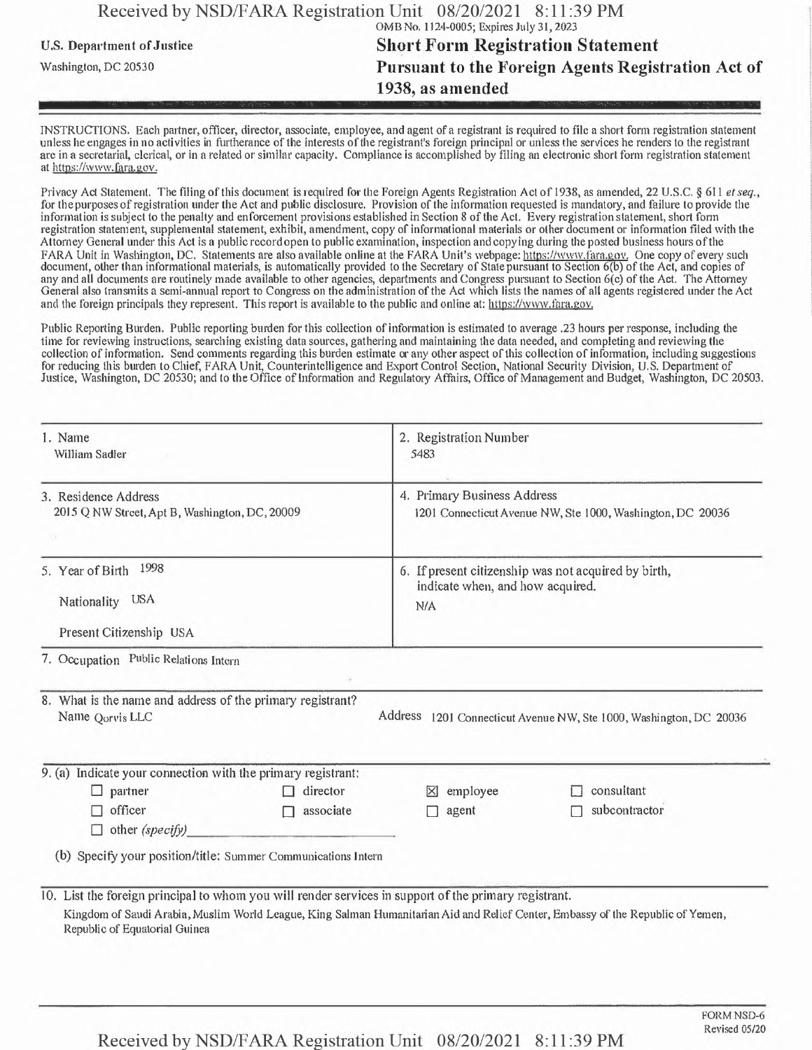U.S. Department of Justice

Washington, DC 20530

OMB No. 1124-0005; Expires July 31, 2023

# Short Form Registration Statement Pursuant to the Foreign Agents Registration Act of 1938, as amended

INSTRUCTIONS. Each partner, officer, director, associate, employee, and agent of a registrant is required to file a short form registration statement unless he engages in no activities in furtherance of the interests of the registrant's foreign principal or unless the services he renders to the registrant are in a secretarial, clerical, or in a related or similar capacity. Compliance is accomplished by filing an electronic short form registration statement at https://www.fara.gov.

Privacy Act Statement. The filing of this document is required for the Foreign Agents Registration Act of 1938, as amended, 22 U.S.C. § 611 *et seq.*, for the purposes of registration under the Act and public disclosure. Provision of the information requested is mandatory, and failure to provide the information is subject to the penalty and enforcement provisions established in Section 8 of the Act. Every registration statement, short form registration statement, supplemental statement, exhibit, amendment, copy of informational materials or other document or information filed with the Attorney General under this Act is a public record open to public examination, inspection and copying during the posted business hours of the FARA Unit in Washington, DC. Statements are also available online at the FARA Unit's webpage: https://www.fara.gov. One copy of every such document, other than informational materials, is automatically provided to the Secretary of State pursuant to Section 6(b) of the Act, and copies of any and all documents are routinely made available to other agencies, departments and Congress pursuant to Section 6(c) of the Act. The Attorney General also transmits a semi-annual report to Congress on the administration of the Act which lists the names of all agents registered under the Act and the foreign principals they represent. This report is available to the public and online at: https://www.fara.gov.

Public Reporting Burden. Public reporting burden for this collection of information is estimated to average .23 hours per response, including the time for reviewing instructions, searching existing data sources, gathering and maintaining the data needed, and completing and reviewing the collection of information. Send comments regarding this burden estimate or any other aspect of this collection of information, including suggestions for reducing this burden to Chief, FARA Unit, Counterintelligence and Export Control Section, National Security Division, U.S. Department of Justice, Washington, DC 20530; and to the Office of Information and Regulatory Affairs, Office of Management and Budget, Washington, DC 20503.

| | |
|---|---|
| 1. Name<br>William Sadler | 2. Registration Number<br>5483 |
| 3. Residence Address<br>2015 Q NW Street, Apt B, Washington, DC, 20009 | 4. Primary Business Address<br>1201 Connecticut Avenue NW, Ste 1000, Washington, DC 20036 |
| 5. Year of Birth 1998<br>Nationality USA<br>Present Citizenship USA | 6. If present citizenship was not acquired by birth, indicate when, and how acquired.<br>N/A |

7. Occupation Public Relations Intern

8. What is the name and address of the primary registrant?

Name Qorvis LLC

Address 1201 Connecticut Avenue NW, Ste 1000, Washington, DC 20036

9. (a) Indicate your connection with the primary registrant:

- ☐ partner
- ☐ director
- ☒ employee
- ☐ consultant
- ☐ officer
- ☐ associate
- ☐ agent
- ☐ subcontractor
- ☐ other *(specify)*

(b) Specify your position/title: Summer Communications Intern

10. List the foreign principal to whom you will render services in support of the primary registrant.

Kingdom of Saudi Arabia, Muslim World League, King Salman Humanitarian Aid and Relief Center, Embassy of the Republic of Yemen, Republic of Equatorial Guinea

FORM NSD-6
Revised 05/20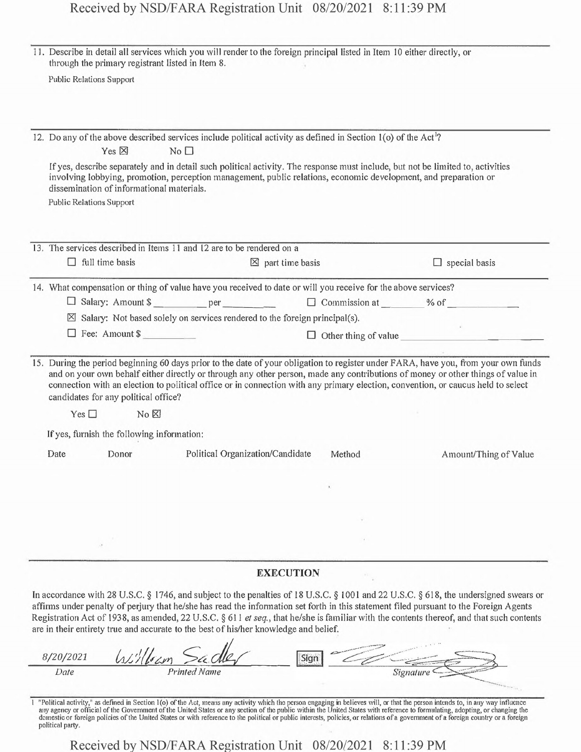11. Describe in detail all services which you will render to the foreign principal listed in Item 10 either directly, or through the primary registrant listed in Item 8.

Public Relations Support

12. Do any of the above described services include political activity as defined in Section 1(o) of the Act[1]?

Yes ☒ No ☐

If yes, describe separately and in detail such political activity. The response must include, but not be limited to, activities involving lobbying, promotion, perception management, public relations, economic development, and preparation or dissemination of informational materials.

Public Relations Support

13. The services described in Items 11 and 12 are to be rendered on a

☐ full time basis ☒ part time basis ☐ special basis

14. What compensation or thing of value have you received to date or will you receive for the above services?

☐ Salary: Amount $ ________ per ________ ☐ Commission at ______ % of ________

☒ Salary: Not based solely on services rendered to the foreign principal(s).

☐ Fee: Amount $ ________ ☐ Other thing of value ________

15. During the period beginning 60 days prior to the date of your obligation to register under FARA, have you, from your own funds and on your own behalf either directly or through any other person, made any contributions of money or other things of value in connection with an election to political office or in connection with any primary election, convention, or caucus held to select candidates for any political office?

Yes ☐ No ☒

If yes, furnish the following information:

| Date | Donor | Political Organization/Candidate | Method | Amount/Thing of Value |
|---|---|---|---|---|

## EXECUTION

In accordance with 28 U.S.C. § 1746, and subject to the penalties of 18 U.S.C. § 1001 and 22 U.S.C. § 618, the undersigned swears or affirms under penalty of perjury that he/she has read the information set forth in this statement filed pursuant to the Foreign Agents Registration Act of 1938, as amended, 22 U.S.C. § 611 *et seq.*, that he/she is familiar with the contents thereof, and that such contents are in their entirety true and accurate to the best of his/her knowledge and belief.

8/20/2021 — William Sadler — [Signature]

*Date* — *Printed Name* — *Signature*

[1] "Political activity," as defined in Section 1(o) of the Act, means any activity which the person engaging in believes will, or that the person intends to, in any way influence any agency or official of the Government of the United States or any section of the public within the United States with reference to formulating, adopting, or changing the domestic or foreign policies of the United States or with reference to the political or public interests, policies, or relations of a government of a foreign country or a foreign political party.